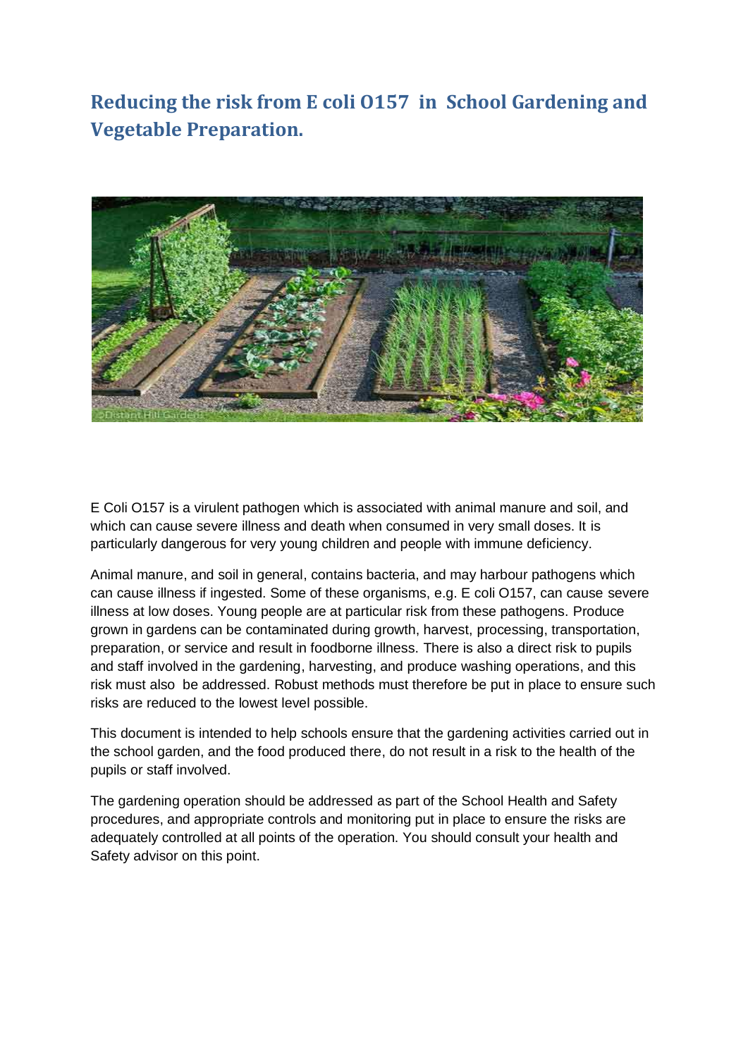# Reducing the risk from E coli O157 in School Gardening and Vegetable Preparation.

E Coli O157 is a virulent pathogen which is associated with animal manure and soil, and which can cause severe illness and death when consumed in very small doses. It is particularly dangerous for very young children and people with immune deficiency.

Animal manure, and soil in general, contains bacteria, and may harbour pathogens which can cause illness if ingested. Some of these organisms, e.g. E coli O157, can cause severe illness at low doses. Young people are at particular risk from these pathogens. Produce grown in gardens can be contaminated during growth, harvest, processing, transportation, preparation, or service and result in foodborne illness. There is also a direct risk to pupils and staff involved in the gardening, harvesting, and produce washing operations, and this risk must also be addressed. Robust methods must therefore be put in place to ensure such risks are reduced to the lowest level possible.

This document is intended to help schools ensure that the gardening activities carried out in the school garden, and the food produced there, do not result in a risk to the health of the pupils or staff involved.

The gardening operation should be addressed as part of the School Health and Safety procedures, and appropriate controls and monitoring put in place to ensure the risks are adequately controlled at all points of the operation. You should consult your health and Safety advisor on this point.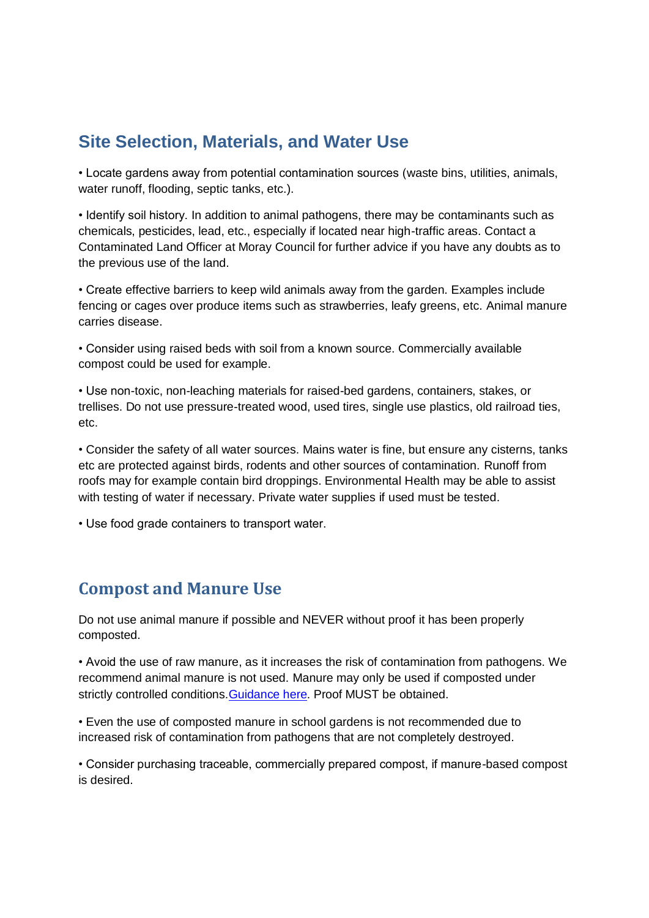## Site Selection, Materials, and Water Use

• Locate gardens away from potential contamination sources (waste bins, utilities, animals, water runoff, flooding, septic tanks, etc.).

• Identify soil history. In addition to animal pathogens, there may be contaminants such as chemicals, pesticides, lead, etc., especially if located near high-traffic areas. Contact a Contaminated Land Officer at Moray Council for further advice if you have any doubts as to the previous use of the land.

• Create effective barriers to keep wild animals away from the garden. Examples include fencing or cages over produce items such as strawberries, leafy greens, etc. Animal manure carries disease.

• Consider using raised beds with soil from a known source. Commercially available compost could be used for example.

• Use non-toxic, non-leaching materials for raised-bed gardens, containers, stakes, or trellises. Do not use pressure-treated wood, used tires, single use plastics, old railroad ties, etc.

• Consider the safety of all water sources. Mains water is fine, but ensure any cisterns, tanks etc are protected against birds, rodents and other sources of contamination. Runoff from roofs may for example contain bird droppings. Environmental Health may be able to assist with testing of water if necessary. Private water supplies if used must be tested.

• Use food grade containers to transport water.

## Compost and Manure Use

Do not use animal manure if possible and NEVER without proof it has been properly composted.

• Avoid the use of raw manure, as it increases the risk of contamination from pathogens. We recommend animal manure is not used. Manure may only be used if composted under strictly controlled conditions. Guidance here. Proof MUST be obtained.

• Even the use of composted manure in school gardens is not recommended due to increased risk of contamination from pathogens that are not completely destroyed.

• Consider purchasing traceable, commercially prepared compost, if manure-based compost is desired.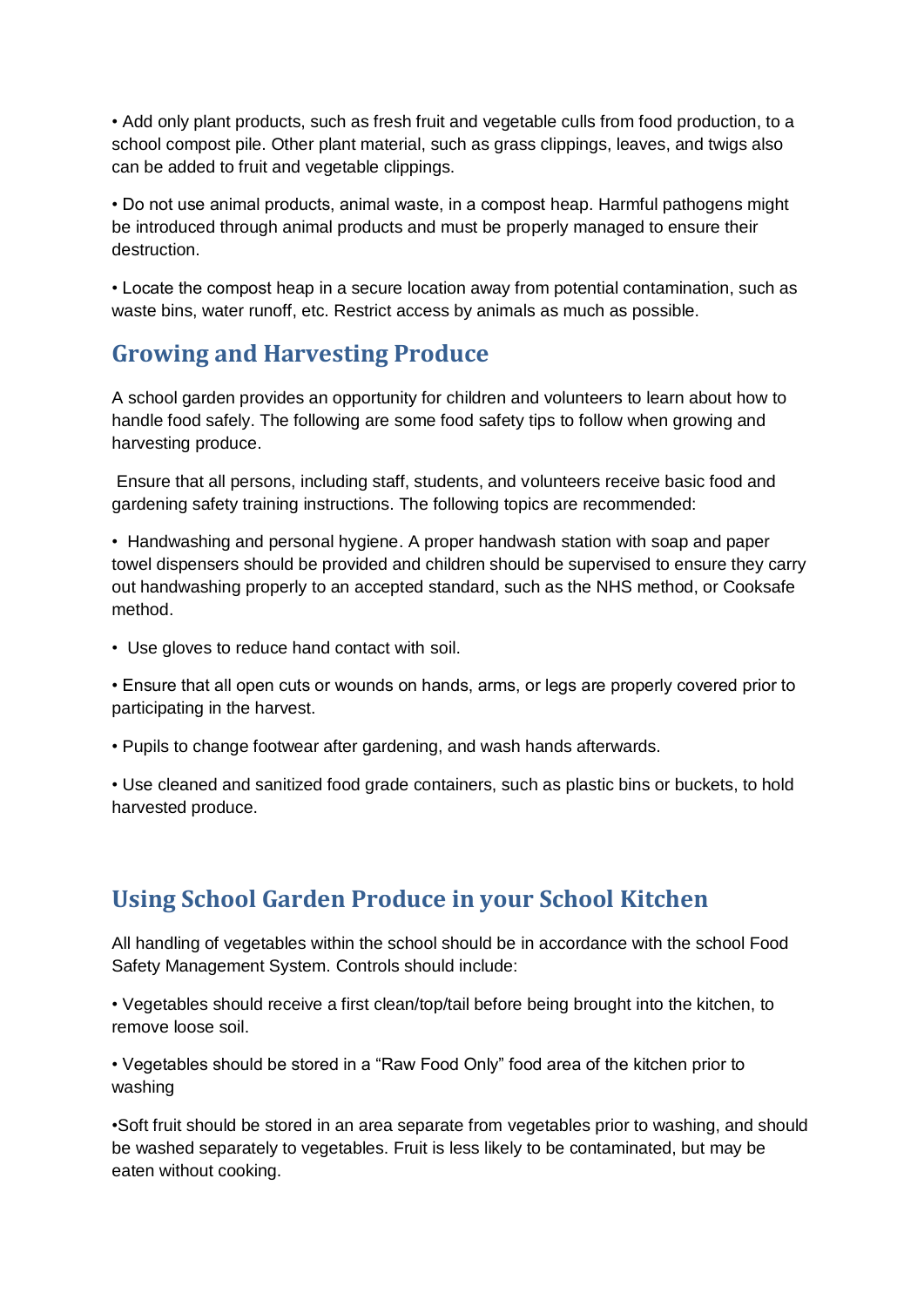• Add only plant products, such as fresh fruit and vegetable culls from food production, to a school compost pile. Other plant material, such as grass clippings, leaves, and twigs also can be added to fruit and vegetable clippings.

• Do not use animal products, animal waste, in a compost heap. Harmful pathogens might be introduced through animal products and must be properly managed to ensure their destruction.

• Locate the compost heap in a secure location away from potential contamination, such as waste bins, water runoff, etc. Restrict access by animals as much as possible.

## Growing and Harvesting Produce

A school garden provides an opportunity for children and volunteers to learn about how to handle food safely. The following are some food safety tips to follow when growing and harvesting produce.

Ensure that all persons, including staff, students, and volunteers receive basic food and gardening safety training instructions. The following topics are recommended:

• Handwashing and personal hygiene. A proper handwash station with soap and paper towel dispensers should be provided and children should be supervised to ensure they carry out handwashing properly to an accepted standard, such as the NHS method, or Cooksafe method.

• Use gloves to reduce hand contact with soil.

• Ensure that all open cuts or wounds on hands, arms, or legs are properly covered prior to participating in the harvest.

• Pupils to change footwear after gardening, and wash hands afterwards.

• Use cleaned and sanitized food grade containers, such as plastic bins or buckets, to hold harvested produce.

## Using School Garden Produce in your School Kitchen

All handling of vegetables within the school should be in accordance with the school Food Safety Management System. Controls should include:

• Vegetables should receive a first clean/top/tail before being brought into the kitchen, to remove loose soil.

• Vegetables should be stored in a "Raw Food Only" food area of the kitchen prior to washing

•Soft fruit should be stored in an area separate from vegetables prior to washing, and should be washed separately to vegetables. Fruit is less likely to be contaminated, but may be eaten without cooking.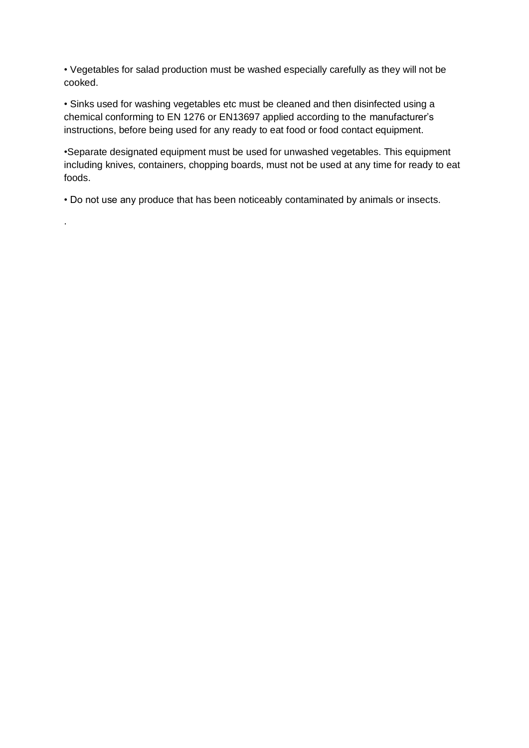- Vegetables for salad production must be washed especially carefully as they will not be cooked.

- Sinks used for washing vegetables etc must be cleaned and then disinfected using a chemical conforming to EN 1276 or EN13697 applied according to the manufacturer's instructions, before being used for any ready to eat food or food contact equipment.

- Separate designated equipment must be used for unwashed vegetables. This equipment including knives, containers, chopping boards, must not be used at any time for ready to eat foods.

- Do not use any produce that has been noticeably contaminated by animals or insects.

.